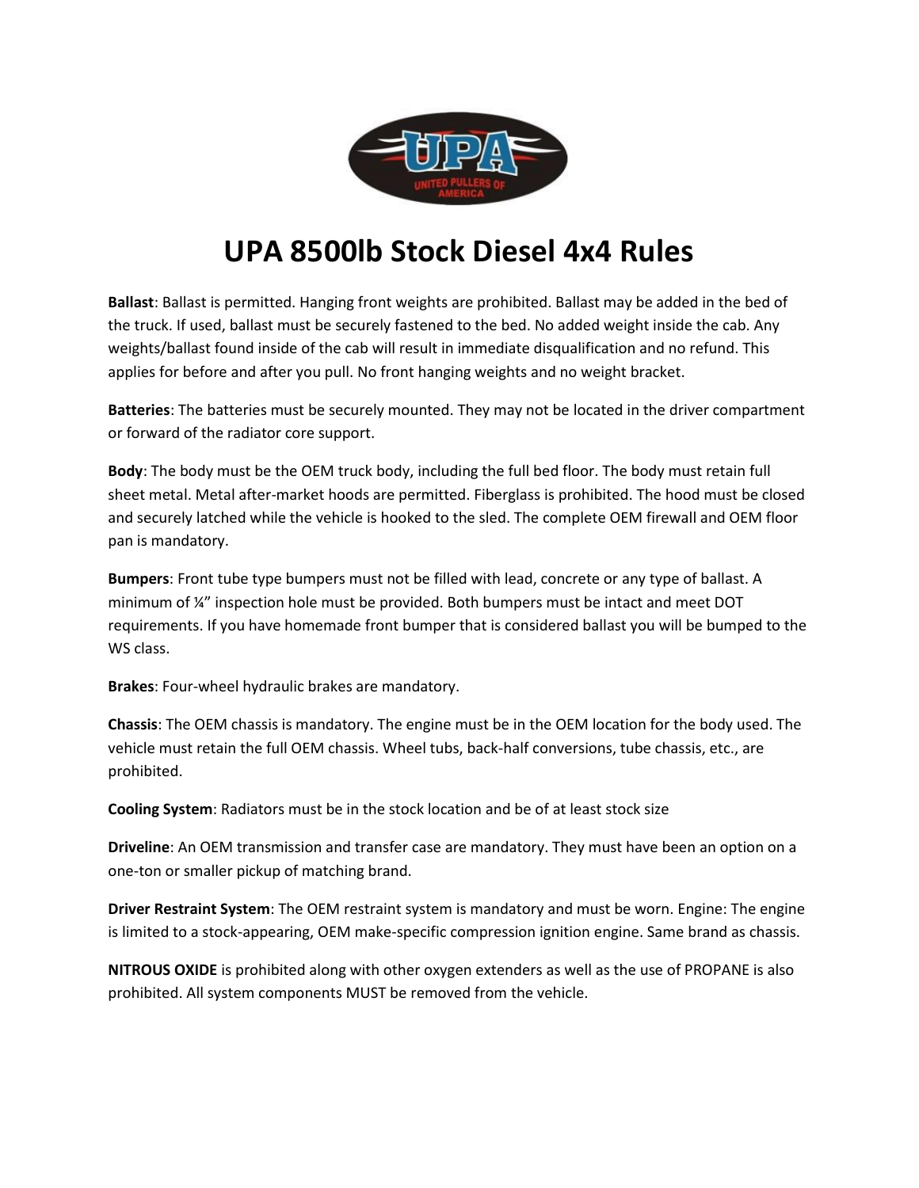# UPA 8500lb Stock Diesel 4x4 Rules

**Ballast**: Ballast is permitted. Hanging front weights are prohibited. Ballast may be added in the bed of the truck. If used, ballast must be securely fastened to the bed. No added weight inside the cab. Any weights/ballast found inside of the cab will result in immediate disqualification and no refund. This applies for before and after you pull. No front hanging weights and no weight bracket.

**Batteries**: The batteries must be securely mounted. They may not be located in the driver compartment or forward of the radiator core support.

**Body**: The body must be the OEM truck body, including the full bed floor. The body must retain full sheet metal. Metal after-market hoods are permitted. Fiberglass is prohibited. The hood must be closed and securely latched while the vehicle is hooked to the sled. The complete OEM firewall and OEM floor pan is mandatory.

**Bumpers**: Front tube type bumpers must not be filled with lead, concrete or any type of ballast. A minimum of ¼" inspection hole must be provided. Both bumpers must be intact and meet DOT requirements. If you have homemade front bumper that is considered ballast you will be bumped to the WS class.

**Brakes**: Four-wheel hydraulic brakes are mandatory.

**Chassis**: The OEM chassis is mandatory. The engine must be in the OEM location for the body used. The vehicle must retain the full OEM chassis. Wheel tubs, back-half conversions, tube chassis, etc., are prohibited.

**Cooling System**: Radiators must be in the stock location and be of at least stock size

**Driveline**: An OEM transmission and transfer case are mandatory. They must have been an option on a one-ton or smaller pickup of matching brand.

**Driver Restraint System**: The OEM restraint system is mandatory and must be worn. Engine: The engine is limited to a stock-appearing, OEM make-specific compression ignition engine. Same brand as chassis.

**NITROUS OXIDE** is prohibited along with other oxygen extenders as well as the use of PROPANE is also prohibited. All system components MUST be removed from the vehicle.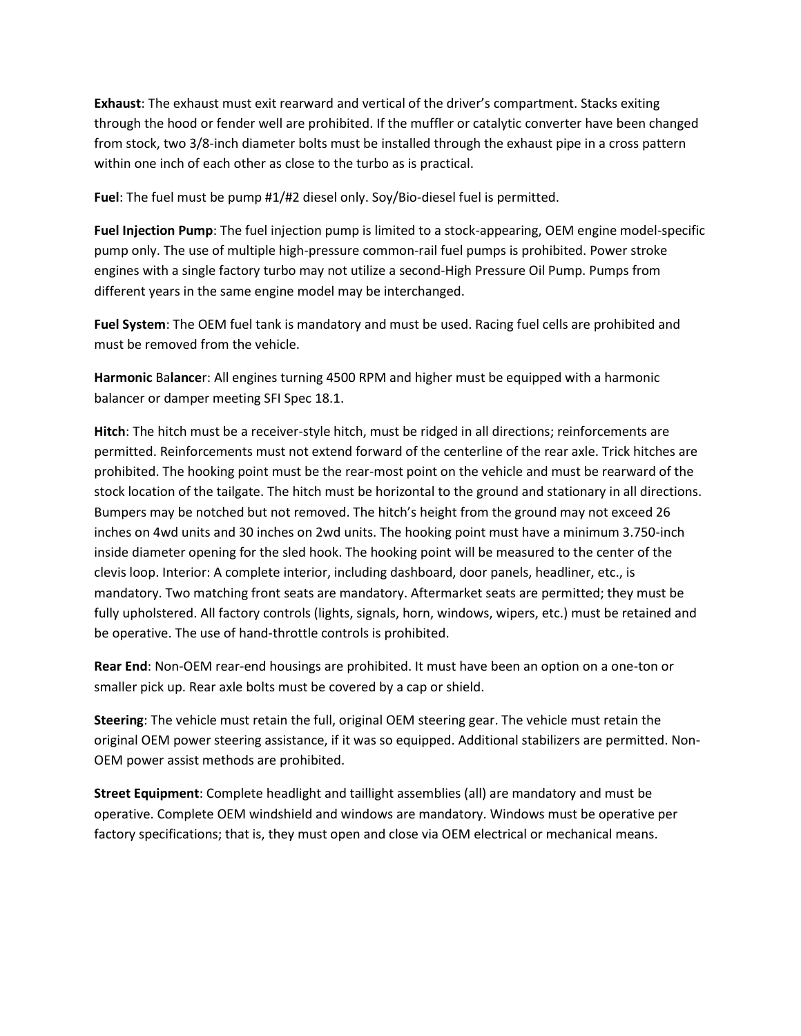**Exhaust**: The exhaust must exit rearward and vertical of the driver's compartment. Stacks exiting through the hood or fender well are prohibited. If the muffler or catalytic converter have been changed from stock, two 3/8-inch diameter bolts must be installed through the exhaust pipe in a cross pattern within one inch of each other as close to the turbo as is practical.

**Fuel**: The fuel must be pump #1/#2 diesel only. Soy/Bio-diesel fuel is permitted.

**Fuel Injection Pump**: The fuel injection pump is limited to a stock-appearing, OEM engine model-specific pump only. The use of multiple high-pressure common-rail fuel pumps is prohibited. Power stroke engines with a single factory turbo may not utilize a second-High Pressure Oil Pump. Pumps from different years in the same engine model may be interchanged.

**Fuel System**: The OEM fuel tank is mandatory and must be used. Racing fuel cells are prohibited and must be removed from the vehicle.

**Harmonic Balancer**: All engines turning 4500 RPM and higher must be equipped with a harmonic balancer or damper meeting SFI Spec 18.1.

**Hitch**: The hitch must be a receiver-style hitch, must be ridged in all directions; reinforcements are permitted. Reinforcements must not extend forward of the centerline of the rear axle. Trick hitches are prohibited. The hooking point must be the rear-most point on the vehicle and must be rearward of the stock location of the tailgate. The hitch must be horizontal to the ground and stationary in all directions. Bumpers may be notched but not removed. The hitch's height from the ground may not exceed 26 inches on 4wd units and 30 inches on 2wd units. The hooking point must have a minimum 3.750-inch inside diameter opening for the sled hook. The hooking point will be measured to the center of the clevis loop. Interior: A complete interior, including dashboard, door panels, headliner, etc., is mandatory. Two matching front seats are mandatory. Aftermarket seats are permitted; they must be fully upholstered. All factory controls (lights, signals, horn, windows, wipers, etc.) must be retained and be operative. The use of hand-throttle controls is prohibited.

**Rear End**: Non-OEM rear-end housings are prohibited. It must have been an option on a one-ton or smaller pick up. Rear axle bolts must be covered by a cap or shield.

**Steering**: The vehicle must retain the full, original OEM steering gear. The vehicle must retain the original OEM power steering assistance, if it was so equipped. Additional stabilizers are permitted. Non-OEM power assist methods are prohibited.

**Street Equipment**: Complete headlight and taillight assemblies (all) are mandatory and must be operative. Complete OEM windshield and windows are mandatory. Windows must be operative per factory specifications; that is, they must open and close via OEM electrical or mechanical means.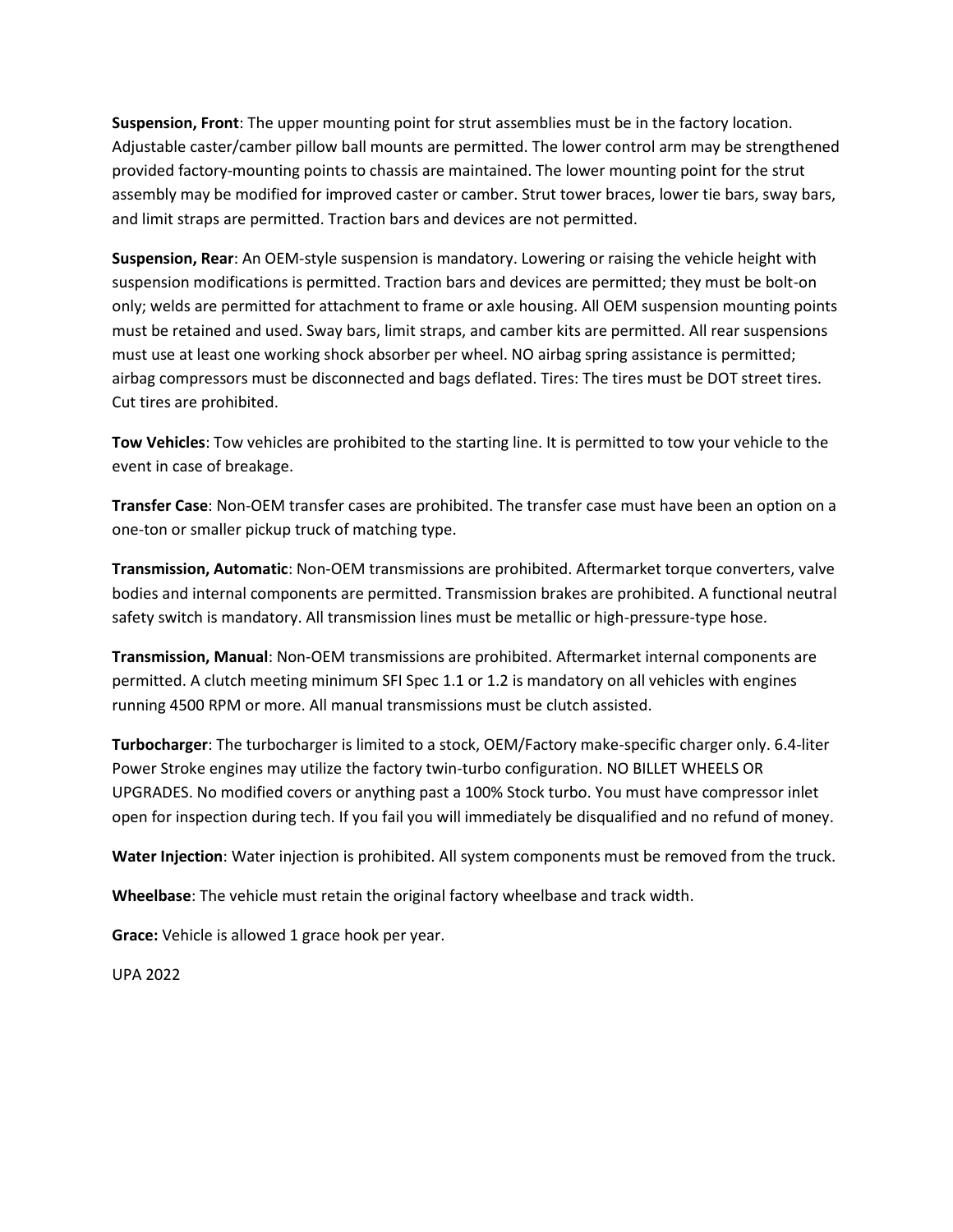**Suspension, Front**: The upper mounting point for strut assemblies must be in the factory location. Adjustable caster/camber pillow ball mounts are permitted. The lower control arm may be strengthened provided factory-mounting points to chassis are maintained. The lower mounting point for the strut assembly may be modified for improved caster or camber. Strut tower braces, lower tie bars, sway bars, and limit straps are permitted. Traction bars and devices are not permitted.

**Suspension, Rear**: An OEM-style suspension is mandatory. Lowering or raising the vehicle height with suspension modifications is permitted. Traction bars and devices are permitted; they must be bolt-on only; welds are permitted for attachment to frame or axle housing. All OEM suspension mounting points must be retained and used. Sway bars, limit straps, and camber kits are permitted. All rear suspensions must use at least one working shock absorber per wheel. NO airbag spring assistance is permitted; airbag compressors must be disconnected and bags deflated. Tires: The tires must be DOT street tires. Cut tires are prohibited.

**Tow Vehicles**: Tow vehicles are prohibited to the starting line. It is permitted to tow your vehicle to the event in case of breakage.

**Transfer Case**: Non-OEM transfer cases are prohibited. The transfer case must have been an option on a one-ton or smaller pickup truck of matching type.

**Transmission, Automatic**: Non-OEM transmissions are prohibited. Aftermarket torque converters, valve bodies and internal components are permitted. Transmission brakes are prohibited. A functional neutral safety switch is mandatory. All transmission lines must be metallic or high-pressure-type hose.

**Transmission, Manual**: Non-OEM transmissions are prohibited. Aftermarket internal components are permitted. A clutch meeting minimum SFI Spec 1.1 or 1.2 is mandatory on all vehicles with engines running 4500 RPM or more. All manual transmissions must be clutch assisted.

**Turbocharger**: The turbocharger is limited to a stock, OEM/Factory make-specific charger only. 6.4-liter Power Stroke engines may utilize the factory twin-turbo configuration. NO BILLET WHEELS OR UPGRADES. No modified covers or anything past a 100% Stock turbo. You must have compressor inlet open for inspection during tech. If you fail you will immediately be disqualified and no refund of money.

**Water Injection**: Water injection is prohibited. All system components must be removed from the truck.

**Wheelbase**: The vehicle must retain the original factory wheelbase and track width.

**Grace:** Vehicle is allowed 1 grace hook per year.

UPA 2022